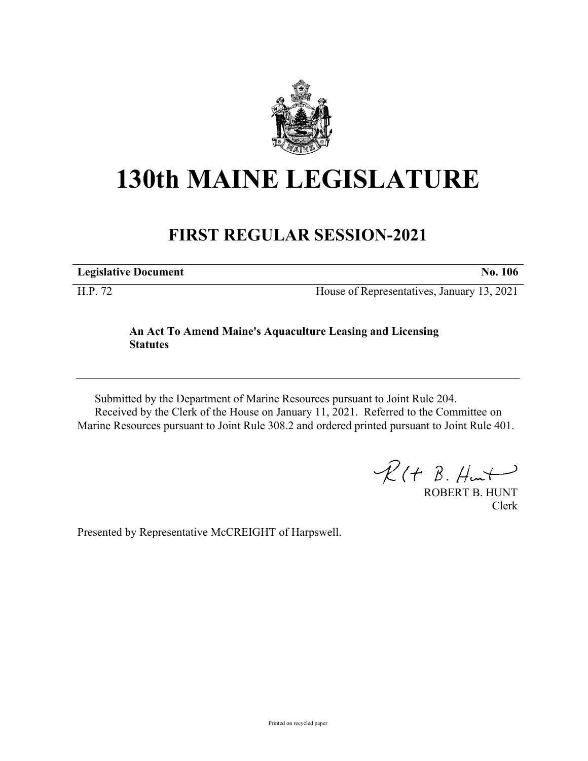# 130th MAINE LEGISLATURE

## FIRST REGULAR SESSION-2021

**Legislative Document** **No. 106**

H.P. 72 House of Representatives, January 13, 2021

**An Act To Amend Maine's Aquaculture Leasing and Licensing Statutes**

Submitted by the Department of Marine Resources pursuant to Joint Rule 204.
Received by the Clerk of the House on January 11, 2021. Referred to the Committee on Marine Resources pursuant to Joint Rule 308.2 and ordered printed pursuant to Joint Rule 401.

ROBERT B. HUNT
Clerk

Presented by Representative McCREIGHT of Harpswell.

Printed on recycled paper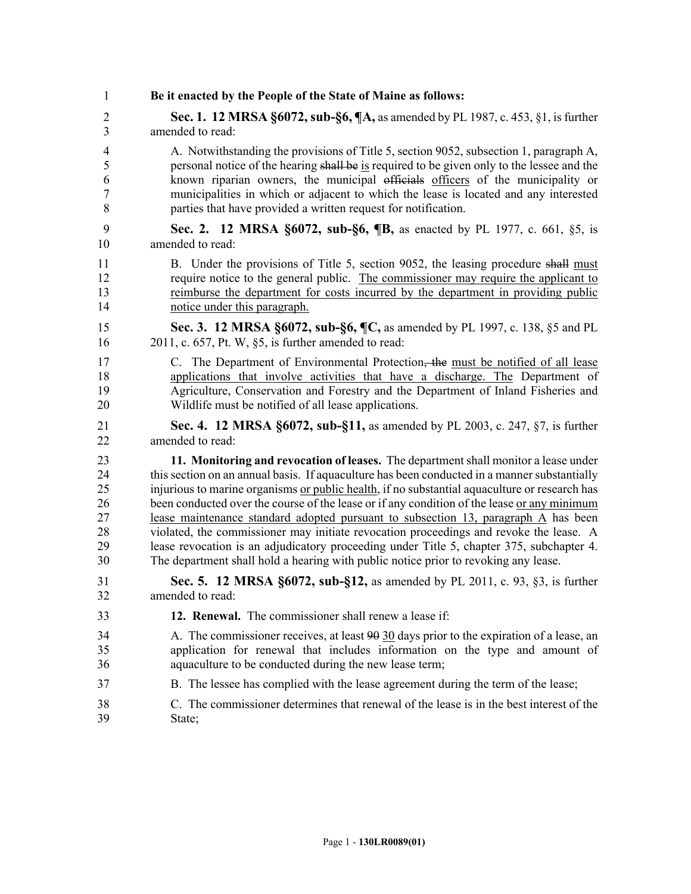**Be it enacted by the People of the State of Maine as follows:**

**Sec. 1. 12 MRSA §6072, sub-§6, ¶A,** as amended by PL 1987, c. 453, §1, is further amended to read:

A. Notwithstanding the provisions of Title 5, section 9052, subsection 1, paragraph A, personal notice of the hearing ~~shall be~~ <u>is</u> required to be given only to the lessee and the known riparian owners, the municipal ~~officials~~ <u>officers</u> of the municipality or municipalities in which or adjacent to which the lease is located and any interested parties that have provided a written request for notification.

**Sec. 2. 12 MRSA §6072, sub-§6, ¶B,** as enacted by PL 1977, c. 661, §5, is amended to read:

B. Under the provisions of Title 5, section 9052, the leasing procedure ~~shall~~ <u>must</u> require notice to the general public. <u>The commissioner may require the applicant to reimburse the department for costs incurred by the department in providing public notice under this paragraph.</u>

**Sec. 3. 12 MRSA §6072, sub-§6, ¶C,** as amended by PL 1997, c. 138, §5 and PL 2011, c. 657, Pt. W, §5, is further amended to read:

C. The Department of Environmental Protection~~, the~~ <u>must be notified of all lease applications that involve activities that have a discharge. The</u> Department of Agriculture, Conservation and Forestry and the Department of Inland Fisheries and Wildlife must be notified of all lease applications.

**Sec. 4. 12 MRSA §6072, sub-§11,** as amended by PL 2003, c. 247, §7, is further amended to read:

**11. Monitoring and revocation of leases.** The department shall monitor a lease under this section on an annual basis. If aquaculture has been conducted in a manner substantially injurious to marine organisms <u>or public health</u>, if no substantial aquaculture or research has been conducted over the course of the lease or if any condition of the lease <u>or any minimum lease maintenance standard adopted pursuant to subsection 13, paragraph A</u> has been violated, the commissioner may initiate revocation proceedings and revoke the lease. A lease revocation is an adjudicatory proceeding under Title 5, chapter 375, subchapter 4. The department shall hold a hearing with public notice prior to revoking any lease.

**Sec. 5. 12 MRSA §6072, sub-§12,** as amended by PL 2011, c. 93, §3, is further amended to read:

**12. Renewal.** The commissioner shall renew a lease if:

A. The commissioner receives, at least ~~90~~ <u>30</u> days prior to the expiration of a lease, an application for renewal that includes information on the type and amount of aquaculture to be conducted during the new lease term;

B. The lessee has complied with the lease agreement during the term of the lease;

C. The commissioner determines that renewal of the lease is in the best interest of the State;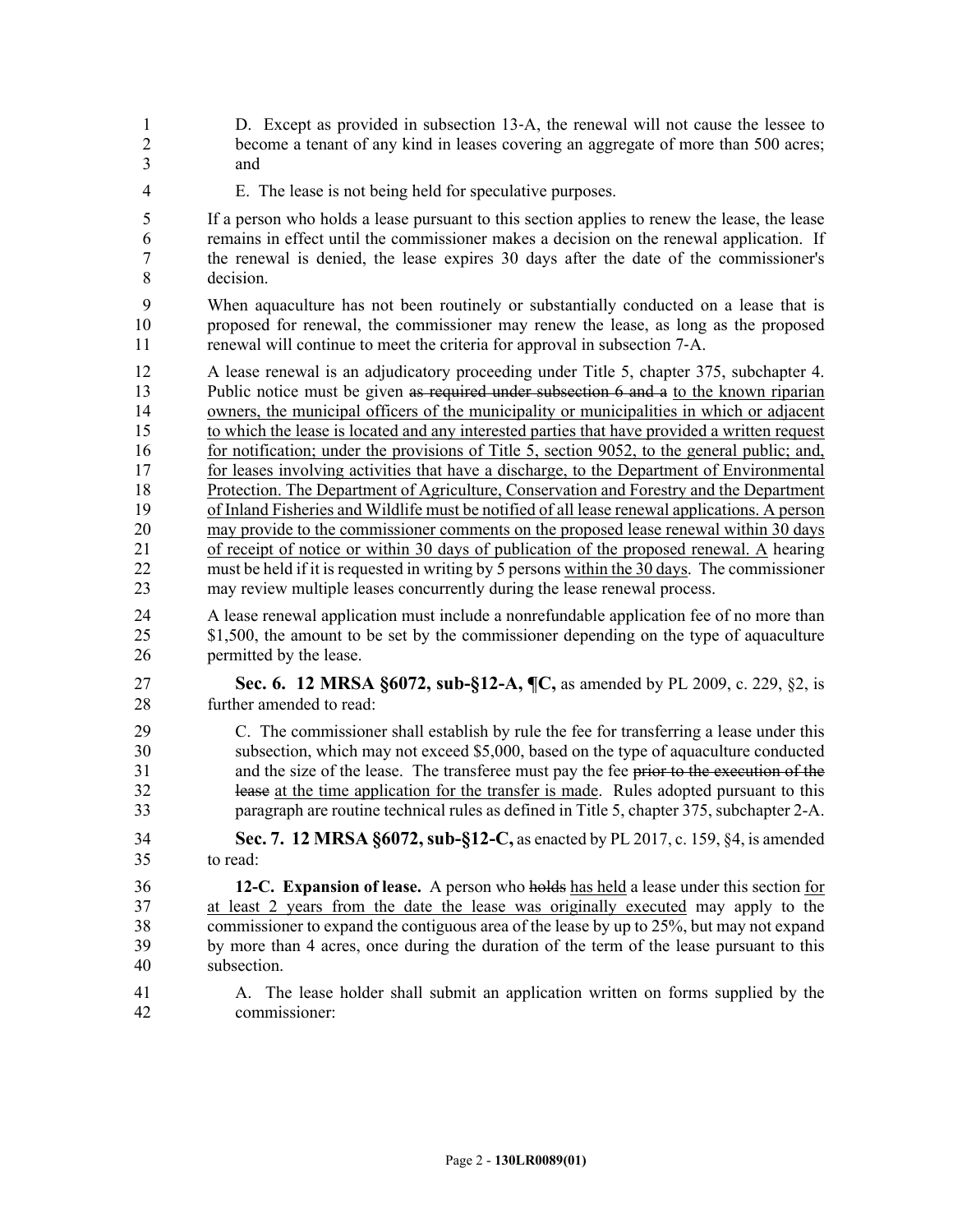D. Except as provided in subsection 13-A, the renewal will not cause the lessee to become a tenant of any kind in leases covering an aggregate of more than 500 acres; and

E. The lease is not being held for speculative purposes.

If a person who holds a lease pursuant to this section applies to renew the lease, the lease remains in effect until the commissioner makes a decision on the renewal application. If the renewal is denied, the lease expires 30 days after the date of the commissioner's decision.

When aquaculture has not been routinely or substantially conducted on a lease that is proposed for renewal, the commissioner may renew the lease, as long as the proposed renewal will continue to meet the criteria for approval in subsection 7-A.

A lease renewal is an adjudicatory proceeding under Title 5, chapter 375, subchapter 4. Public notice must be given ~~as required under subsection 6 and a~~ to the known riparian owners, the municipal officers of the municipality or municipalities in which or adjacent to which the lease is located and any interested parties that have provided a written request for notification; under the provisions of Title 5, section 9052, to the general public; and, for leases involving activities that have a discharge, to the Department of Environmental Protection. The Department of Agriculture, Conservation and Forestry and the Department of Inland Fisheries and Wildlife must be notified of all lease renewal applications. A person may provide to the commissioner comments on the proposed lease renewal within 30 days of receipt of notice or within 30 days of publication of the proposed renewal. A hearing must be held if it is requested in writing by 5 persons within the 30 days. The commissioner may review multiple leases concurrently during the lease renewal process.

A lease renewal application must include a nonrefundable application fee of no more than $1,500, the amount to be set by the commissioner depending on the type of aquaculture permitted by the lease.

**Sec. 6. 12 MRSA §6072, sub-§12-A, ¶C,** as amended by PL 2009, c. 229, §2, is further amended to read:

C. The commissioner shall establish by rule the fee for transferring a lease under this subsection, which may not exceed $5,000, based on the type of aquaculture conducted and the size of the lease. The transferee must pay the fee ~~prior to the execution of the lease~~ at the time application for the transfer is made. Rules adopted pursuant to this paragraph are routine technical rules as defined in Title 5, chapter 375, subchapter 2-A.

**Sec. 7. 12 MRSA §6072, sub-§12-C,** as enacted by PL 2017, c. 159, §4, is amended to read:

**12-C. Expansion of lease.** A person who ~~holds~~ has held a lease under this section for at least 2 years from the date the lease was originally executed may apply to the commissioner to expand the contiguous area of the lease by up to 25%, but may not expand by more than 4 acres, once during the duration of the term of the lease pursuant to this subsection.

A. The lease holder shall submit an application written on forms supplied by the commissioner: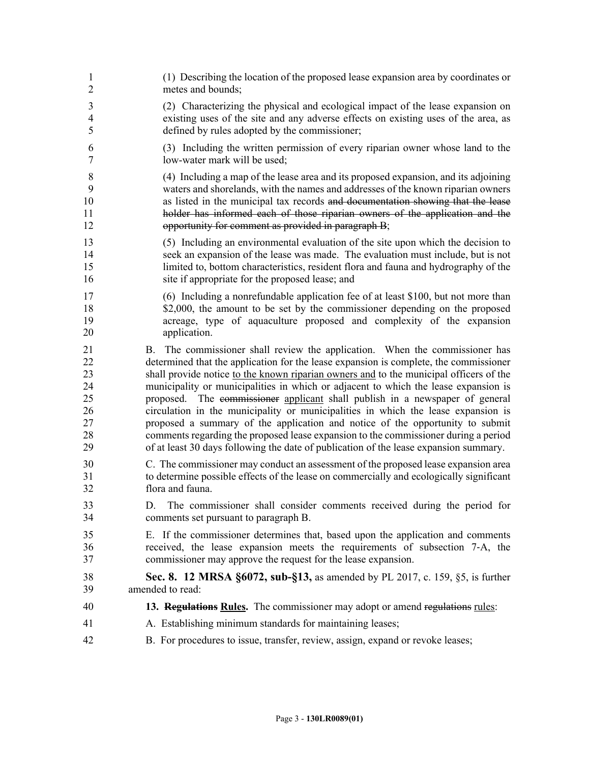(1) Describing the location of the proposed lease expansion area by coordinates or metes and bounds;

(2) Characterizing the physical and ecological impact of the lease expansion on existing uses of the site and any adverse effects on existing uses of the area, as defined by rules adopted by the commissioner;

(3) Including the written permission of every riparian owner whose land to the low-water mark will be used;

(4) Including a map of the lease area and its proposed expansion, and its adjoining waters and shorelands, with the names and addresses of the known riparian owners as listed in the municipal tax records ~~and documentation showing that the lease holder has informed each of those riparian owners of the application and the opportunity for comment as provided in paragraph B~~;

(5) Including an environmental evaluation of the site upon which the decision to seek an expansion of the lease was made. The evaluation must include, but is not limited to, bottom characteristics, resident flora and fauna and hydrography of the site if appropriate for the proposed lease; and

(6) Including a nonrefundable application fee of at least $100, but not more than $2,000, the amount to be set by the commissioner depending on the proposed acreage, type of aquaculture proposed and complexity of the expansion application.

B. The commissioner shall review the application. When the commissioner has determined that the application for the lease expansion is complete, the commissioner shall provide notice <u>to the known riparian owners and</u> to the municipal officers of the municipality or municipalities in which or adjacent to which the lease expansion is proposed. The ~~commissioner~~ <u>applicant</u> shall publish in a newspaper of general circulation in the municipality or municipalities in which the lease expansion is proposed a summary of the application and notice of the opportunity to submit comments regarding the proposed lease expansion to the commissioner during a period of at least 30 days following the date of publication of the lease expansion summary.

C. The commissioner may conduct an assessment of the proposed lease expansion area to determine possible effects of the lease on commercially and ecologically significant flora and fauna.

D. The commissioner shall consider comments received during the period for comments set pursuant to paragraph B.

E. If the commissioner determines that, based upon the application and comments received, the lease expansion meets the requirements of subsection 7-A, the commissioner may approve the request for the lease expansion.

**Sec. 8. 12 MRSA §6072, sub-§13,** as amended by PL 2017, c. 159, §5, is further amended to read:

**13. ~~Regulations~~ <u>Rules</u>.** The commissioner may adopt or amend ~~regulations~~ <u>rules</u>:

A. Establishing minimum standards for maintaining leases;

B. For procedures to issue, transfer, review, assign, expand or revoke leases;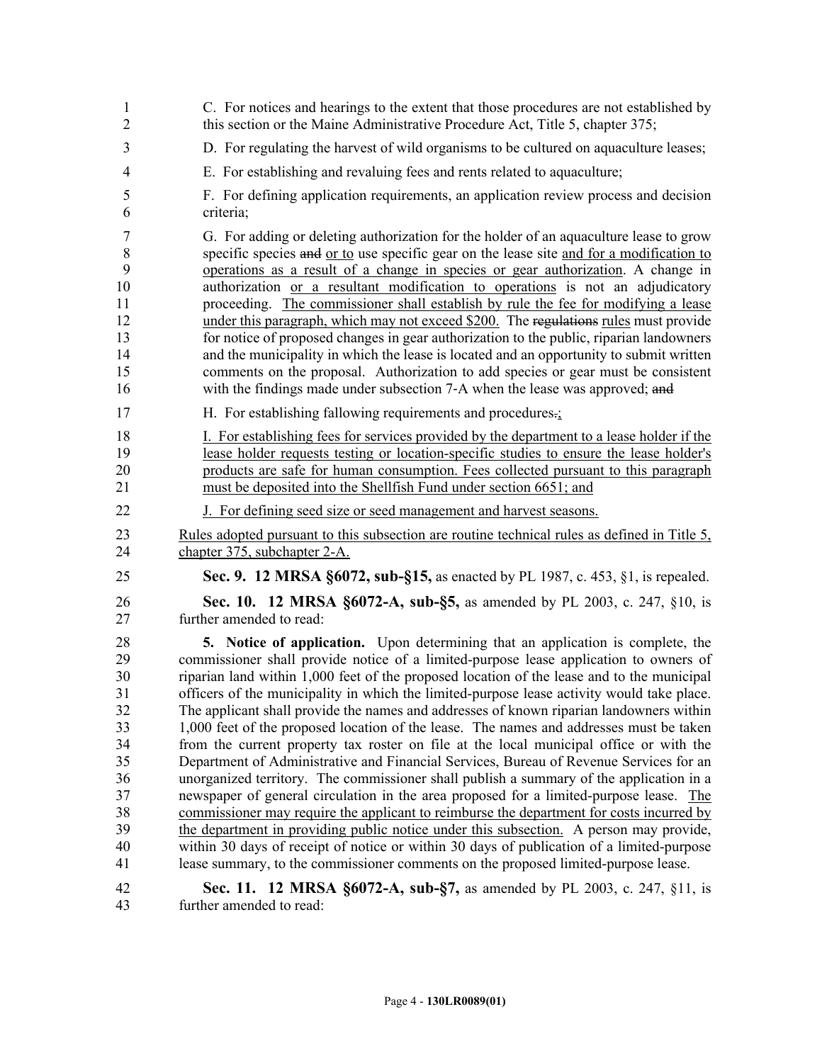C. For notices and hearings to the extent that those procedures are not established by this section or the Maine Administrative Procedure Act, Title 5, chapter 375;

D. For regulating the harvest of wild organisms to be cultured on aquaculture leases;

E. For establishing and revaluing fees and rents related to aquaculture;

F. For defining application requirements, an application review process and decision criteria;

G. For adding or deleting authorization for the holder of an aquaculture lease to grow specific species ~~and~~ or to use specific gear on the lease site and for a modification to operations as a result of a change in species or gear authorization. A change in authorization or a resultant modification to operations is not an adjudicatory proceeding. The commissioner shall establish by rule the fee for modifying a lease under this paragraph, which may not exceed $200. The ~~regulations~~ rules must provide for notice of proposed changes in gear authorization to the public, riparian landowners and the municipality in which the lease is located and an opportunity to submit written comments on the proposal. Authorization to add species or gear must be consistent with the findings made under subsection 7-A when the lease was approved; ~~and~~

H. For establishing fallowing requirements and procedures~~.~~;

I. For establishing fees for services provided by the department to a lease holder if the lease holder requests testing or location-specific studies to ensure the lease holder's products are safe for human consumption. Fees collected pursuant to this paragraph must be deposited into the Shellfish Fund under section 6651; and

J. For defining seed size or seed management and harvest seasons.

Rules adopted pursuant to this subsection are routine technical rules as defined in Title 5, chapter 375, subchapter 2-A.

**Sec. 9. 12 MRSA §6072, sub-§15,** as enacted by PL 1987, c. 453, §1, is repealed.

**Sec. 10. 12 MRSA §6072-A, sub-§5,** as amended by PL 2003, c. 247, §10, is further amended to read:

**5. Notice of application.** Upon determining that an application is complete, the commissioner shall provide notice of a limited-purpose lease application to owners of riparian land within 1,000 feet of the proposed location of the lease and to the municipal officers of the municipality in which the limited-purpose lease activity would take place. The applicant shall provide the names and addresses of known riparian landowners within 1,000 feet of the proposed location of the lease. The names and addresses must be taken from the current property tax roster on file at the local municipal office or with the Department of Administrative and Financial Services, Bureau of Revenue Services for an unorganized territory. The commissioner shall publish a summary of the application in a newspaper of general circulation in the area proposed for a limited-purpose lease. The commissioner may require the applicant to reimburse the department for costs incurred by the department in providing public notice under this subsection. A person may provide, within 30 days of receipt of notice or within 30 days of publication of a limited-purpose lease summary, to the commissioner comments on the proposed limited-purpose lease.

**Sec. 11. 12 MRSA §6072-A, sub-§7,** as amended by PL 2003, c. 247, §11, is further amended to read: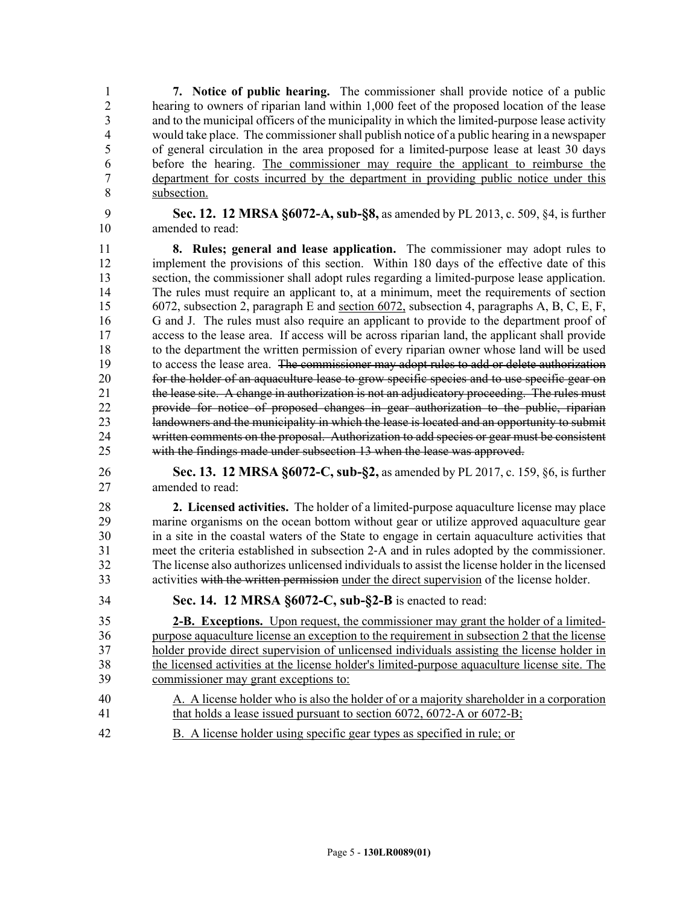**7. Notice of public hearing.** The commissioner shall provide notice of a public hearing to owners of riparian land within 1,000 feet of the proposed location of the lease and to the municipal officers of the municipality in which the limited-purpose lease activity would take place. The commissioner shall publish notice of a public hearing in a newspaper of general circulation in the area proposed for a limited-purpose lease at least 30 days before the hearing. <u>The commissioner may require the applicant to reimburse the department for costs incurred by the department in providing public notice under this subsection.</u>

**Sec. 12. 12 MRSA §6072-A, sub-§8,** as amended by PL 2013, c. 509, §4, is further amended to read:

**8. Rules; general and lease application.** The commissioner may adopt rules to implement the provisions of this section. Within 180 days of the effective date of this section, the commissioner shall adopt rules regarding a limited-purpose lease application. The rules must require an applicant to, at a minimum, meet the requirements of section 6072, subsection 2, paragraph E and <u>section 6072,</u> subsection 4, paragraphs A, B, C, E, F, G and J. The rules must also require an applicant to provide to the department proof of access to the lease area. If access will be across riparian land, the applicant shall provide to the department the written permission of every riparian owner whose land will be used to access the lease area. ~~The commissioner may adopt rules to add or delete authorization for the holder of an aquaculture lease to grow specific species and to use specific gear on the lease site. A change in authorization is not an adjudicatory proceeding. The rules must provide for notice of proposed changes in gear authorization to the public, riparian landowners and the municipality in which the lease is located and an opportunity to submit written comments on the proposal. Authorization to add species or gear must be consistent with the findings made under subsection 13 when the lease was approved.~~

**Sec. 13. 12 MRSA §6072-C, sub-§2,** as amended by PL 2017, c. 159, §6, is further amended to read:

**2. Licensed activities.** The holder of a limited-purpose aquaculture license may place marine organisms on the ocean bottom without gear or utilize approved aquaculture gear in a site in the coastal waters of the State to engage in certain aquaculture activities that meet the criteria established in subsection 2-A and in rules adopted by the commissioner. The license also authorizes unlicensed individuals to assist the license holder in the licensed activities ~~with the written permission~~ <u>under the direct supervision</u> of the license holder.

**Sec. 14. 12 MRSA §6072-C, sub-§2-B** is enacted to read:

<u>**2-B. Exceptions.** Upon request, the commissioner may grant the holder of a limited-purpose aquaculture license an exception to the requirement in subsection 2 that the license holder provide direct supervision of unlicensed individuals assisting the license holder in the licensed activities at the license holder's limited-purpose aquaculture license site. The commissioner may grant exceptions to:</u>

<u>A. A license holder who is also the holder of or a majority shareholder in a corporation that holds a lease issued pursuant to section 6072, 6072-A or 6072-B;</u>

<u>B. A license holder using specific gear types as specified in rule; or</u>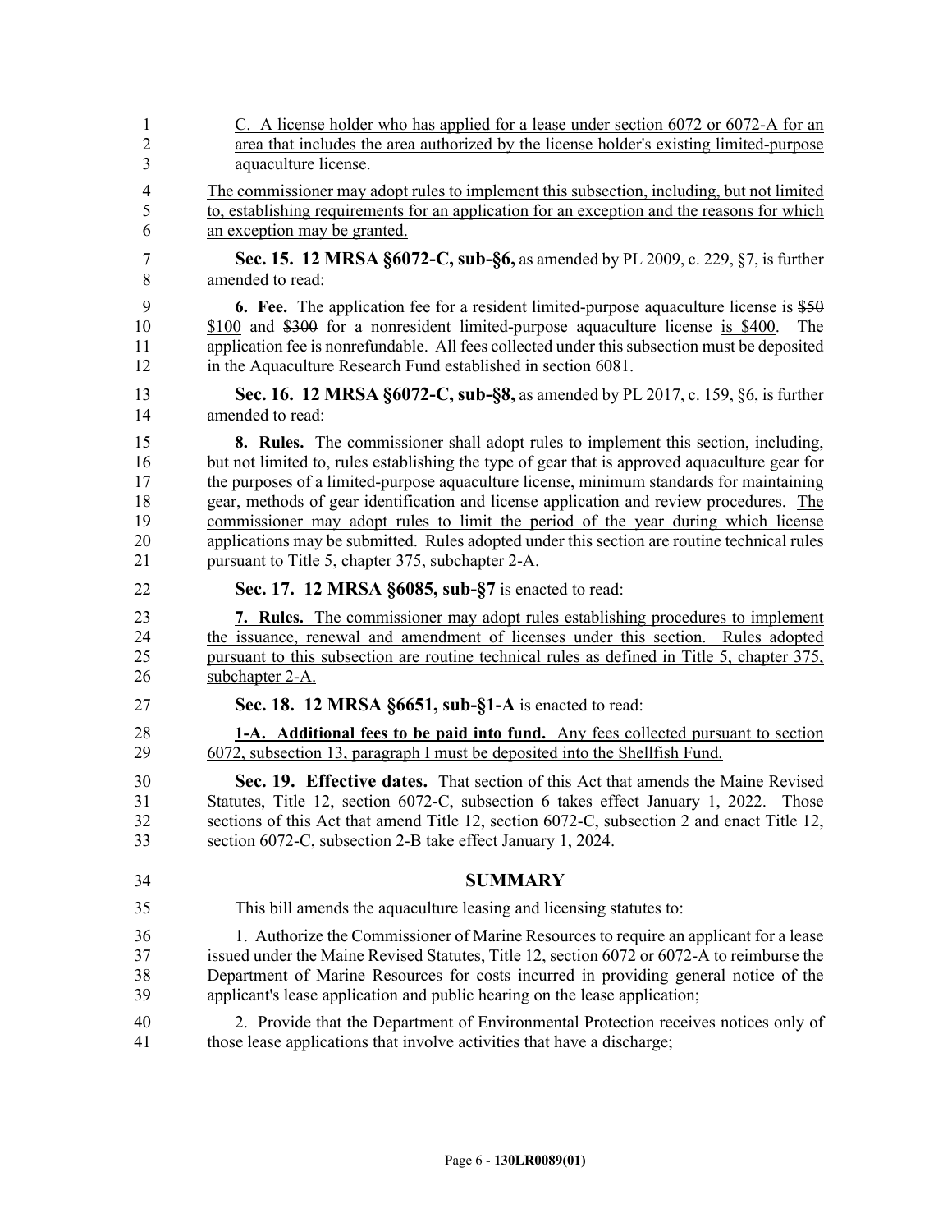C. A license holder who has applied for a lease under section 6072 or 6072-A for an area that includes the area authorized by the license holder's existing limited-purpose aquaculture license.

The commissioner may adopt rules to implement this subsection, including, but not limited to, establishing requirements for an application for an exception and the reasons for which an exception may be granted.

**Sec. 15. 12 MRSA §6072-C, sub-§6,** as amended by PL 2009, c. 229, §7, is further amended to read:

**6. Fee.** The application fee for a resident limited-purpose aquaculture license is ~~$50~~ $100 and ~~$300~~ for a nonresident limited-purpose aquaculture license is $400. The application fee is nonrefundable. All fees collected under this subsection must be deposited in the Aquaculture Research Fund established in section 6081.

**Sec. 16. 12 MRSA §6072-C, sub-§8,** as amended by PL 2017, c. 159, §6, is further amended to read:

**8. Rules.** The commissioner shall adopt rules to implement this section, including, but not limited to, rules establishing the type of gear that is approved aquaculture gear for the purposes of a limited-purpose aquaculture license, minimum standards for maintaining gear, methods of gear identification and license application and review procedures. The commissioner may adopt rules to limit the period of the year during which license applications may be submitted. Rules adopted under this section are routine technical rules pursuant to Title 5, chapter 375, subchapter 2-A.

**Sec. 17. 12 MRSA §6085, sub-§7** is enacted to read:

**7. Rules.** The commissioner may adopt rules establishing procedures to implement the issuance, renewal and amendment of licenses under this section. Rules adopted pursuant to this subsection are routine technical rules as defined in Title 5, chapter 375, subchapter 2-A.

**Sec. 18. 12 MRSA §6651, sub-§1-A** is enacted to read:

**1-A. Additional fees to be paid into fund.** Any fees collected pursuant to section 6072, subsection 13, paragraph I must be deposited into the Shellfish Fund.

**Sec. 19. Effective dates.** That section of this Act that amends the Maine Revised Statutes, Title 12, section 6072-C, subsection 6 takes effect January 1, 2022. Those sections of this Act that amend Title 12, section 6072-C, subsection 2 and enact Title 12, section 6072-C, subsection 2-B take effect January 1, 2024.

## SUMMARY

This bill amends the aquaculture leasing and licensing statutes to:

1. Authorize the Commissioner of Marine Resources to require an applicant for a lease issued under the Maine Revised Statutes, Title 12, section 6072 or 6072-A to reimburse the Department of Marine Resources for costs incurred in providing general notice of the applicant's lease application and public hearing on the lease application;

2. Provide that the Department of Environmental Protection receives notices only of those lease applications that involve activities that have a discharge;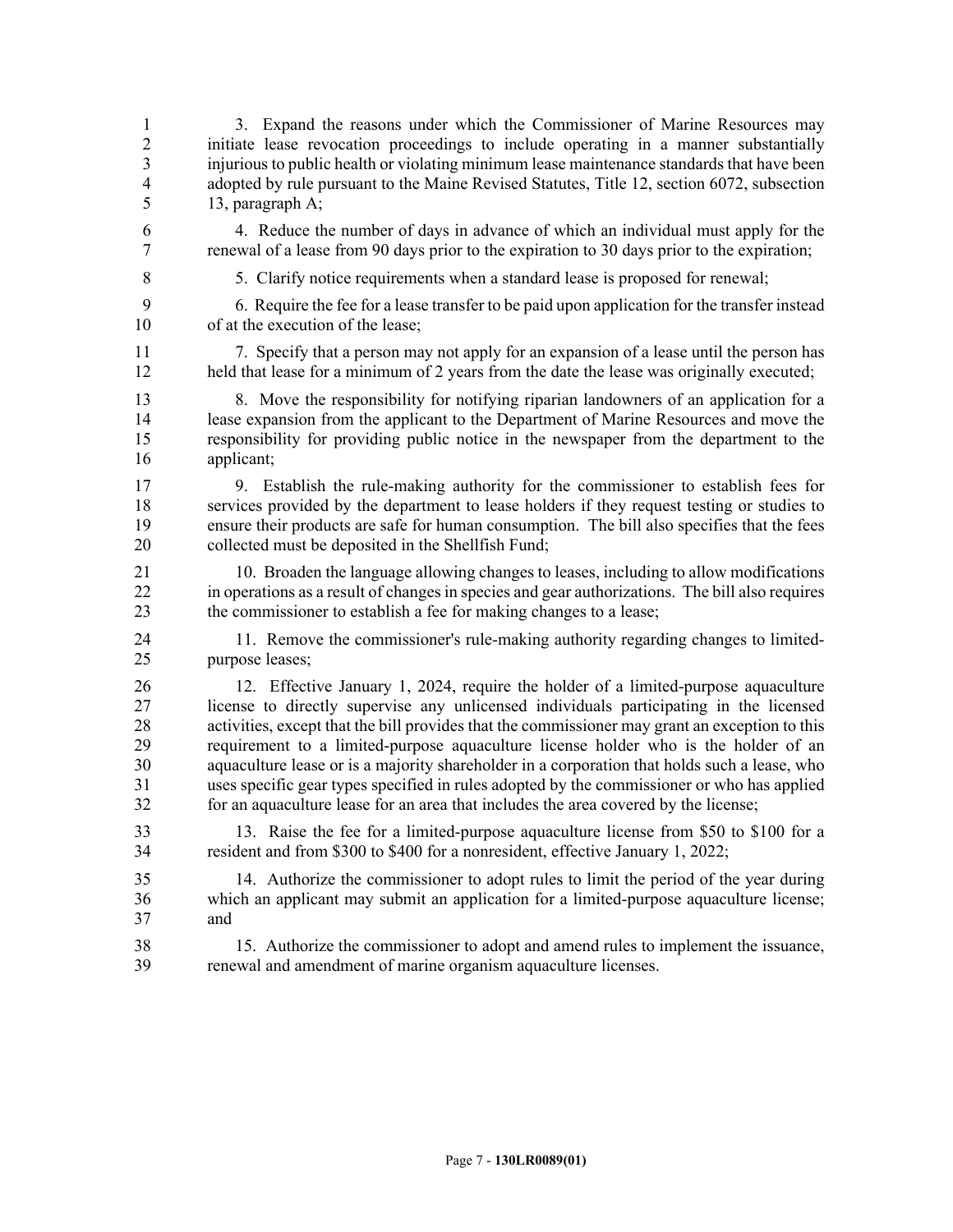3. Expand the reasons under which the Commissioner of Marine Resources may initiate lease revocation proceedings to include operating in a manner substantially injurious to public health or violating minimum lease maintenance standards that have been adopted by rule pursuant to the Maine Revised Statutes, Title 12, section 6072, subsection 13, paragraph A;

4. Reduce the number of days in advance of which an individual must apply for the renewal of a lease from 90 days prior to the expiration to 30 days prior to the expiration;

5. Clarify notice requirements when a standard lease is proposed for renewal;

6. Require the fee for a lease transfer to be paid upon application for the transfer instead of at the execution of the lease;

7. Specify that a person may not apply for an expansion of a lease until the person has held that lease for a minimum of 2 years from the date the lease was originally executed;

8. Move the responsibility for notifying riparian landowners of an application for a lease expansion from the applicant to the Department of Marine Resources and move the responsibility for providing public notice in the newspaper from the department to the applicant;

9. Establish the rule-making authority for the commissioner to establish fees for services provided by the department to lease holders if they request testing or studies to ensure their products are safe for human consumption. The bill also specifies that the fees collected must be deposited in the Shellfish Fund;

10. Broaden the language allowing changes to leases, including to allow modifications in operations as a result of changes in species and gear authorizations. The bill also requires the commissioner to establish a fee for making changes to a lease;

11. Remove the commissioner's rule-making authority regarding changes to limited-purpose leases;

12. Effective January 1, 2024, require the holder of a limited-purpose aquaculture license to directly supervise any unlicensed individuals participating in the licensed activities, except that the bill provides that the commissioner may grant an exception to this requirement to a limited-purpose aquaculture license holder who is the holder of an aquaculture lease or is a majority shareholder in a corporation that holds such a lease, who uses specific gear types specified in rules adopted by the commissioner or who has applied for an aquaculture lease for an area that includes the area covered by the license;

13. Raise the fee for a limited-purpose aquaculture license from $50 to $100 for a resident and from $300 to $400 for a nonresident, effective January 1, 2022;

14. Authorize the commissioner to adopt rules to limit the period of the year during which an applicant may submit an application for a limited-purpose aquaculture license; and

15. Authorize the commissioner to adopt and amend rules to implement the issuance, renewal and amendment of marine organism aquaculture licenses.